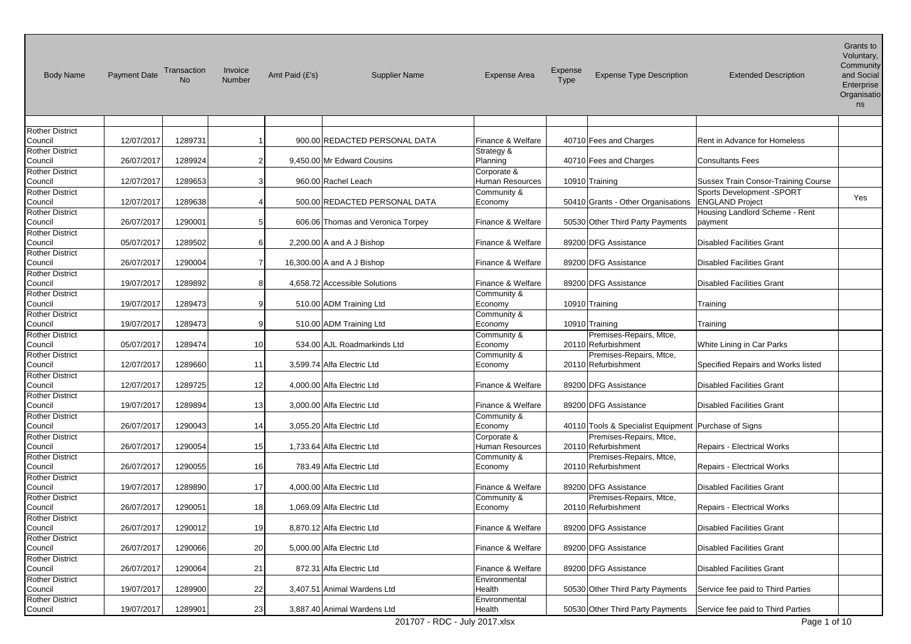| Body Name | Payment Date | Transaction No | Invoice Number | Amt Paid (£'s) | Supplier Name | Expense Area | Expense Type | Expense Type Description | Extended Description | Grants to Voluntary, Community and Social Enterprise Organisations |
|---|---|---|---|---|---|---|---|---|---|---|
| | | | | | | | | | | |
| Rother District Council | 12/07/2017 | 1289731 | 1 | 900.00 | REDACTED PERSONAL DATA | Finance & Welfare | 40710 | Fees and Charges | Rent in Advance for Homeless | |
| Rother District Council | 26/07/2017 | 1289924 | 2 | 9,450.00 | Mr Edward Cousins | Strategy & Planning | 40710 | Fees and Charges | Consultants Fees | |
| Rother District Council | 12/07/2017 | 1289653 | 3 | 960.00 | Rachel Leach | Corporate & Human Resources | 10910 | Training | Sussex Train Consor-Training Course | |
| Rother District Council | 12/07/2017 | 1289638 | 4 | 500.00 | REDACTED PERSONAL DATA | Community & Economy | 50410 | Grants - Other Organisations | Sports Development -SPORT ENGLAND Project | Yes |
| Rother District Council | 26/07/2017 | 1290001 | 5 | 606.06 | Thomas and Veronica Torpey | Finance & Welfare | 50530 | Other Third Party Payments | Housing Landlord Scheme - Rent payment | |
| Rother District Council | 05/07/2017 | 1289502 | 6 | 2,200.00 | A and A J Bishop | Finance & Welfare | 89200 | DFG Assistance | Disabled Facilities Grant | |
| Rother District Council | 26/07/2017 | 1290004 | 7 | 16,300.00 | A and A J Bishop | Finance & Welfare | 89200 | DFG Assistance | Disabled Facilities Grant | |
| Rother District Council | 19/07/2017 | 1289892 | 8 | 4,658.72 | Accessible Solutions | Finance & Welfare | 89200 | DFG Assistance | Disabled Facilities Grant | |
| Rother District Council | 19/07/2017 | 1289473 | 9 | 510.00 | ADM Training Ltd | Community & Economy | 10910 | Training | Training | |
| Rother District Council | 19/07/2017 | 1289473 | 9 | 510.00 | ADM Training Ltd | Community & Economy | 10910 | Training | Training | |
| Rother District Council | 05/07/2017 | 1289474 | 10 | 534.00 | AJL Roadmarkinds Ltd | Community & Economy | 20110 | Premises-Repairs, Mtce, Refurbishment | White Lining in Car Parks | |
| Rother District Council | 12/07/2017 | 1289660 | 11 | 3,599.74 | Alfa Electric Ltd | Community & Economy | 20110 | Premises-Repairs, Mtce, Refurbishment | Specified Repairs and Works listed | |
| Rother District Council | 12/07/2017 | 1289725 | 12 | 4,000.00 | Alfa Electric Ltd | Finance & Welfare | 89200 | DFG Assistance | Disabled Facilities Grant | |
| Rother District Council | 19/07/2017 | 1289894 | 13 | 3,000.00 | Alfa Electric Ltd | Finance & Welfare | 89200 | DFG Assistance | Disabled Facilities Grant | |
| Rother District Council | 26/07/2017 | 1290043 | 14 | 3,055.20 | Alfa Electric Ltd | Community & Economy | 40110 | Tools & Specialist Equipment | Purchase of Signs | |
| Rother District Council | 26/07/2017 | 1290054 | 15 | 1,733.64 | Alfa Electric Ltd | Corporate & Human Resources | 20110 | Premises-Repairs, Mtce, Refurbishment | Repairs - Electrical Works | |
| Rother District Council | 26/07/2017 | 1290055 | 16 | 783.49 | Alfa Electric Ltd | Community & Economy | 20110 | Premises-Repairs, Mtce, Refurbishment | Repairs - Electrical Works | |
| Rother District Council | 19/07/2017 | 1289890 | 17 | 4,000.00 | Alfa Electric Ltd | Finance & Welfare | 89200 | DFG Assistance | Disabled Facilities Grant | |
| Rother District Council | 26/07/2017 | 1290051 | 18 | 1,069.09 | Alfa Electric Ltd | Community & Economy | 20110 | Premises-Repairs, Mtce, Refurbishment | Repairs - Electrical Works | |
| Rother District Council | 26/07/2017 | 1290012 | 19 | 8,870.12 | Alfa Electric Ltd | Finance & Welfare | 89200 | DFG Assistance | Disabled Facilities Grant | |
| Rother District Council | 26/07/2017 | 1290066 | 20 | 5,000.00 | Alfa Electric Ltd | Finance & Welfare | 89200 | DFG Assistance | Disabled Facilities Grant | |
| Rother District Council | 26/07/2017 | 1290064 | 21 | 872.31 | Alfa Electric Ltd | Finance & Welfare | 89200 | DFG Assistance | Disabled Facilities Grant | |
| Rother District Council | 19/07/2017 | 1289900 | 22 | 3,407.51 | Animal Wardens Ltd | Environmental Health | 50530 | Other Third Party Payments | Service fee paid to Third Parties | |
| Rother District Council | 19/07/2017 | 1289901 | 23 | 3,887.40 | Animal Wardens Ltd | Environmental Health | 50530 | Other Third Party Payments | Service fee paid to Third Parties | |

201707 - RDC - July 2017.xlsx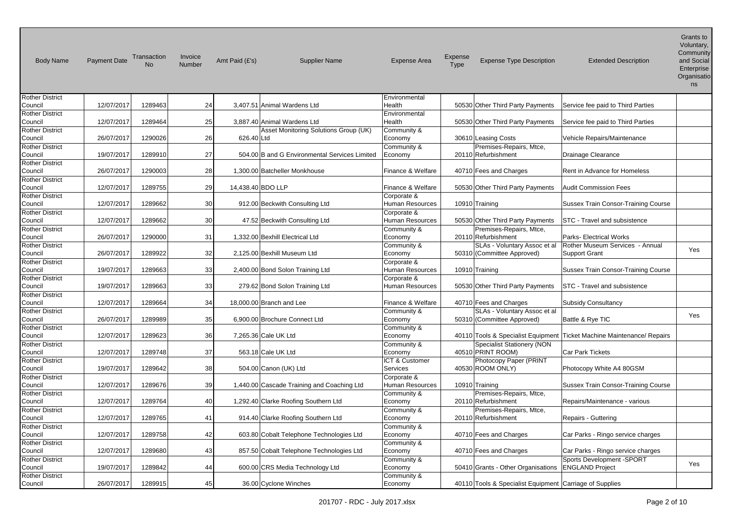| Body Name | Payment Date | Transaction No | Invoice Number | Amt Paid (£'s) | Supplier Name | Expense Area | Expense Type | Expense Type Description | Extended Description | Grants to Voluntary, Community and Social Enterprise Organisations |
|---|---|---|---|---|---|---|---|---|---|---|
| Rother District Council | 12/07/2017 | 1289463 | 24 | 3,407.51 | Animal Wardens Ltd | Environmental Health | 50530 | Other Third Party Payments | Service fee paid to Third Parties | |
| Rother District Council | 12/07/2017 | 1289464 | 25 | 3,887.40 | Animal Wardens Ltd | Environmental Health | 50530 | Other Third Party Payments | Service fee paid to Third Parties | |
| Rother District Council | 26/07/2017 | 1290026 | 26 | 626.40 | Asset Monitoring Solutions Group (UK) Ltd | Community & Economy | 30610 | Leasing Costs | Vehicle Repairs/Maintenance | |
| Rother District Council | 19/07/2017 | 1289910 | 27 | 504.00 | B and G Environmental Services Limited | Community & Economy | 20110 | Premises-Repairs, Mtce, Refurbishment | Drainage Clearance | |
| Rother District Council | 26/07/2017 | 1290003 | 28 | 1,300.00 | Batcheller Monkhouse | Finance & Welfare | 40710 | Fees and Charges | Rent in Advance for Homeless | |
| Rother District Council | 12/07/2017 | 1289755 | 29 | 14,438.40 | BDO LLP | Finance & Welfare | 50530 | Other Third Party Payments | Audit Commission Fees | |
| Rother District Council | 12/07/2017 | 1289662 | 30 | 912.00 | Beckwith Consulting Ltd | Corporate & Human Resources | 10910 | Training | Sussex Train Consor-Training Course | |
| Rother District Council | 12/07/2017 | 1289662 | 30 | 47.52 | Beckwith Consulting Ltd | Corporate & Human Resources | 50530 | Other Third Party Payments | STC - Travel and subsistence | |
| Rother District Council | 26/07/2017 | 1290000 | 31 | 1,332.00 | Bexhill Electrical Ltd | Community & Economy | 20110 | Premises-Repairs, Mtce, Refurbishment | Parks- Electrical Works | |
| Rother District Council | 26/07/2017 | 1289922 | 32 | 2,125.00 | Bexhill Museum Ltd | Community & Economy | 50310 | SLAs - Voluntary Assoc et al (Committee Approved) | Rother Museum Services - Annual Support Grant | Yes |
| Rother District Council | 19/07/2017 | 1289663 | 33 | 2,400.00 | Bond Solon Training Ltd | Corporate & Human Resources | 10910 | Training | Sussex Train Consor-Training Course | |
| Rother District Council | 19/07/2017 | 1289663 | 33 | 279.62 | Bond Solon Training Ltd | Corporate & Human Resources | 50530 | Other Third Party Payments | STC - Travel and subsistence | |
| Rother District Council | 12/07/2017 | 1289664 | 34 | 18,000.00 | Branch and Lee | Finance & Welfare | 40710 | Fees and Charges | Subsidy Consultancy | |
| Rother District Council | 26/07/2017 | 1289989 | 35 | 6,900.00 | Brochure Connect Ltd | Community & Economy | 50310 | SLAs - Voluntary Assoc et al (Committee Approved) | Battle & Rye TIC | Yes |
| Rother District Council | 12/07/2017 | 1289623 | 36 | 7,265.36 | Cale UK Ltd | Community & Economy | 40110 | Tools & Specialist Equipment | Ticket Machine Maintenance/ Repairs | |
| Rother District Council | 12/07/2017 | 1289748 | 37 | 563.18 | Cale UK Ltd | Community & Economy | 40510 | Specialist Stationery (NON PRINT ROOM) | Car Park Tickets | |
| Rother District Council | 19/07/2017 | 1289642 | 38 | 504.00 | Canon (UK) Ltd | ICT & Customer Services | 40530 | Photocopy Paper (PRINT ROOM ONLY) | Photocopy White A4 80GSM | |
| Rother District Council | 12/07/2017 | 1289676 | 39 | 1,440.00 | Cascade Training and Coaching Ltd | Corporate & Human Resources | 10910 | Training | Sussex Train Consor-Training Course | |
| Rother District Council | 12/07/2017 | 1289764 | 40 | 1,292.40 | Clarke Roofing Southern Ltd | Community & Economy | 20110 | Premises-Repairs, Mtce, Refurbishment | Repairs/Maintenance - various | |
| Rother District Council | 12/07/2017 | 1289765 | 41 | 914.40 | Clarke Roofing Southern Ltd | Community & Economy | 20110 | Premises-Repairs, Mtce, Refurbishment | Repairs - Guttering | |
| Rother District Council | 12/07/2017 | 1289758 | 42 | 603.80 | Cobalt Telephone Technologies Ltd | Community & Economy | 40710 | Fees and Charges | Car Parks - Ringo service charges | |
| Rother District Council | 12/07/2017 | 1289680 | 43 | 857.50 | Cobalt Telephone Technologies Ltd | Community & Economy | 40710 | Fees and Charges | Car Parks - Ringo service charges | |
| Rother District Council | 19/07/2017 | 1289842 | 44 | 600.00 | CRS Media Technology Ltd | Community & Economy | 50410 | Grants - Other Organisations | Sports Development -SPORT ENGLAND Project | Yes |
| Rother District Council | 26/07/2017 | 1289915 | 45 | 36.00 | Cyclone Winches | Community & Economy | 40110 | Tools & Specialist Equipment | Carriage of Supplies | |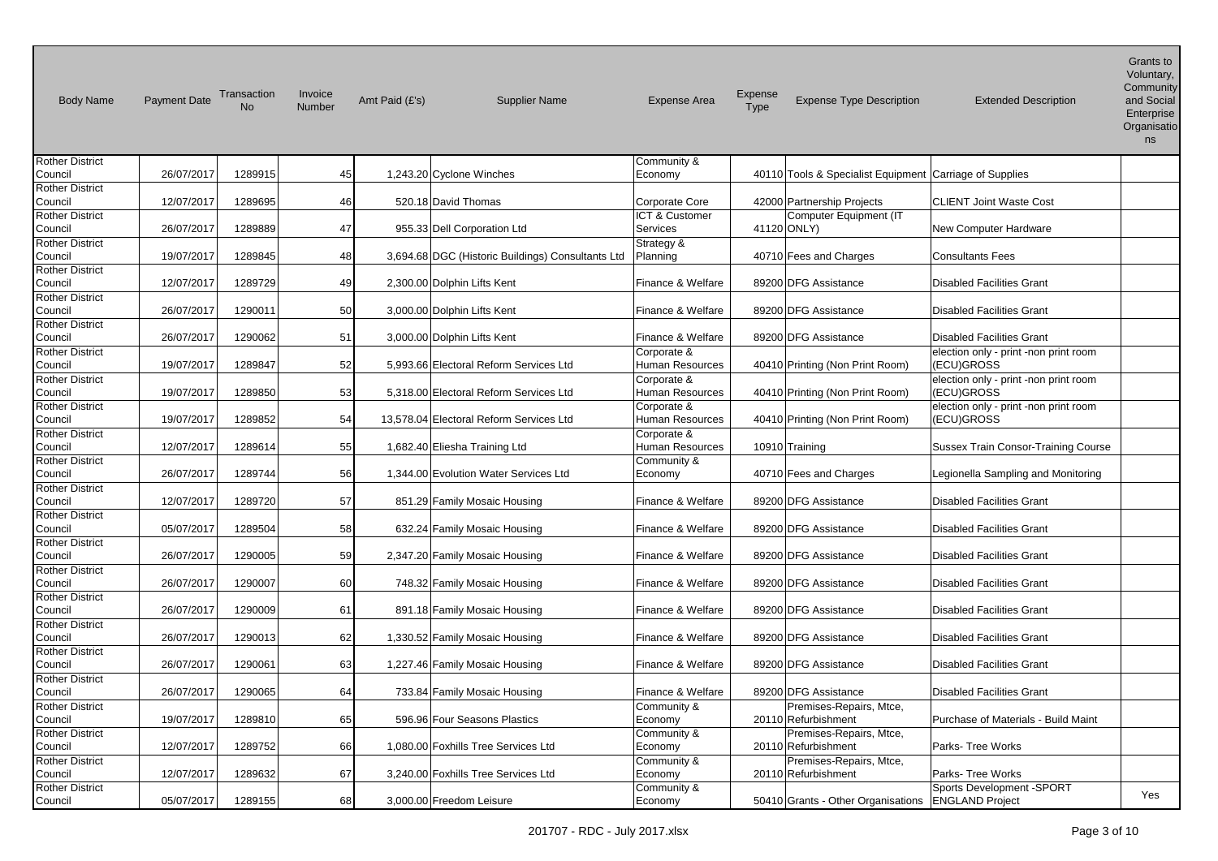| Body Name | Payment Date | Transaction No | Invoice Number | Amt Paid (£'s) | Supplier Name | Expense Area | Expense Type | Expense Type Description | Extended Description | Grants to Voluntary, Community and Social Enterprise Organisations |
|---|---|---|---|---|---|---|---|---|---|---|
| Rother District Council | 26/07/2017 | 1289915 | 45 | 1,243.20 | Cyclone Winches | Community & Economy | 40110 | Tools & Specialist Equipment | Carriage of Supplies | |
| Rother District Council | 12/07/2017 | 1289695 | 46 | 520.18 | David Thomas | Corporate Core | 42000 | Partnership Projects | CLIENT Joint Waste Cost | |
| Rother District Council | 26/07/2017 | 1289889 | 47 | 955.33 | Dell Corporation Ltd | ICT & Customer Services | 41120 | Computer Equipment (IT ONLY) | New Computer Hardware | |
| Rother District Council | 19/07/2017 | 1289845 | 48 | 3,694.68 | DGC (Historic Buildings) Consultants Ltd | Strategy & Planning | 40710 | Fees and Charges | Consultants Fees | |
| Rother District Council | 12/07/2017 | 1289729 | 49 | 2,300.00 | Dolphin Lifts Kent | Finance & Welfare | 89200 | DFG Assistance | Disabled Facilities Grant | |
| Rother District Council | 26/07/2017 | 1290011 | 50 | 3,000.00 | Dolphin Lifts Kent | Finance & Welfare | 89200 | DFG Assistance | Disabled Facilities Grant | |
| Rother District Council | 26/07/2017 | 1290062 | 51 | 3,000.00 | Dolphin Lifts Kent | Finance & Welfare | 89200 | DFG Assistance | Disabled Facilities Grant | |
| Rother District Council | 19/07/2017 | 1289847 | 52 | 5,993.66 | Electoral Reform Services Ltd | Corporate & Human Resources | 40410 | Printing (Non Print Room) | election only - print -non print room (ECU)GROSS | |
| Rother District Council | 19/07/2017 | 1289850 | 53 | 5,318.00 | Electoral Reform Services Ltd | Corporate & Human Resources | 40410 | Printing (Non Print Room) | election only - print -non print room (ECU)GROSS | |
| Rother District Council | 19/07/2017 | 1289852 | 54 | 13,578.04 | Electoral Reform Services Ltd | Corporate & Human Resources | 40410 | Printing (Non Print Room) | election only - print -non print room (ECU)GROSS | |
| Rother District Council | 12/07/2017 | 1289614 | 55 | 1,682.40 | Eliesha Training Ltd | Corporate & Human Resources | 10910 | Training | Sussex Train Consor-Training Course | |
| Rother District Council | 26/07/2017 | 1289744 | 56 | 1,344.00 | Evolution Water Services Ltd | Community & Economy | 40710 | Fees and Charges | Legionella Sampling and Monitoring | |
| Rother District Council | 12/07/2017 | 1289720 | 57 | 851.29 | Family Mosaic Housing | Finance & Welfare | 89200 | DFG Assistance | Disabled Facilities Grant | |
| Rother District Council | 05/07/2017 | 1289504 | 58 | 632.24 | Family Mosaic Housing | Finance & Welfare | 89200 | DFG Assistance | Disabled Facilities Grant | |
| Rother District Council | 26/07/2017 | 1290005 | 59 | 2,347.20 | Family Mosaic Housing | Finance & Welfare | 89200 | DFG Assistance | Disabled Facilities Grant | |
| Rother District Council | 26/07/2017 | 1290007 | 60 | 748.32 | Family Mosaic Housing | Finance & Welfare | 89200 | DFG Assistance | Disabled Facilities Grant | |
| Rother District Council | 26/07/2017 | 1290009 | 61 | 891.18 | Family Mosaic Housing | Finance & Welfare | 89200 | DFG Assistance | Disabled Facilities Grant | |
| Rother District Council | 26/07/2017 | 1290013 | 62 | 1,330.52 | Family Mosaic Housing | Finance & Welfare | 89200 | DFG Assistance | Disabled Facilities Grant | |
| Rother District Council | 26/07/2017 | 1290061 | 63 | 1,227.46 | Family Mosaic Housing | Finance & Welfare | 89200 | DFG Assistance | Disabled Facilities Grant | |
| Rother District Council | 26/07/2017 | 1290065 | 64 | 733.84 | Family Mosaic Housing | Finance & Welfare | 89200 | DFG Assistance | Disabled Facilities Grant | |
| Rother District Council | 19/07/2017 | 1289810 | 65 | 596.96 | Four Seasons Plastics | Community & Economy | 20110 | Premises-Repairs, Mtce, Refurbishment | Purchase of Materials - Build Maint | |
| Rother District Council | 12/07/2017 | 1289752 | 66 | 1,080.00 | Foxhills Tree Services Ltd | Community & Economy | 20110 | Premises-Repairs, Mtce, Refurbishment | Parks- Tree Works | |
| Rother District Council | 12/07/2017 | 1289632 | 67 | 3,240.00 | Foxhills Tree Services Ltd | Community & Economy | 20110 | Premises-Repairs, Mtce, Refurbishment | Parks- Tree Works | |
| Rother District Council | 05/07/2017 | 1289155 | 68 | 3,000.00 | Freedom Leisure | Community & Economy | 50410 | Grants - Other Organisations | Sports Development -SPORT ENGLAND Project | Yes |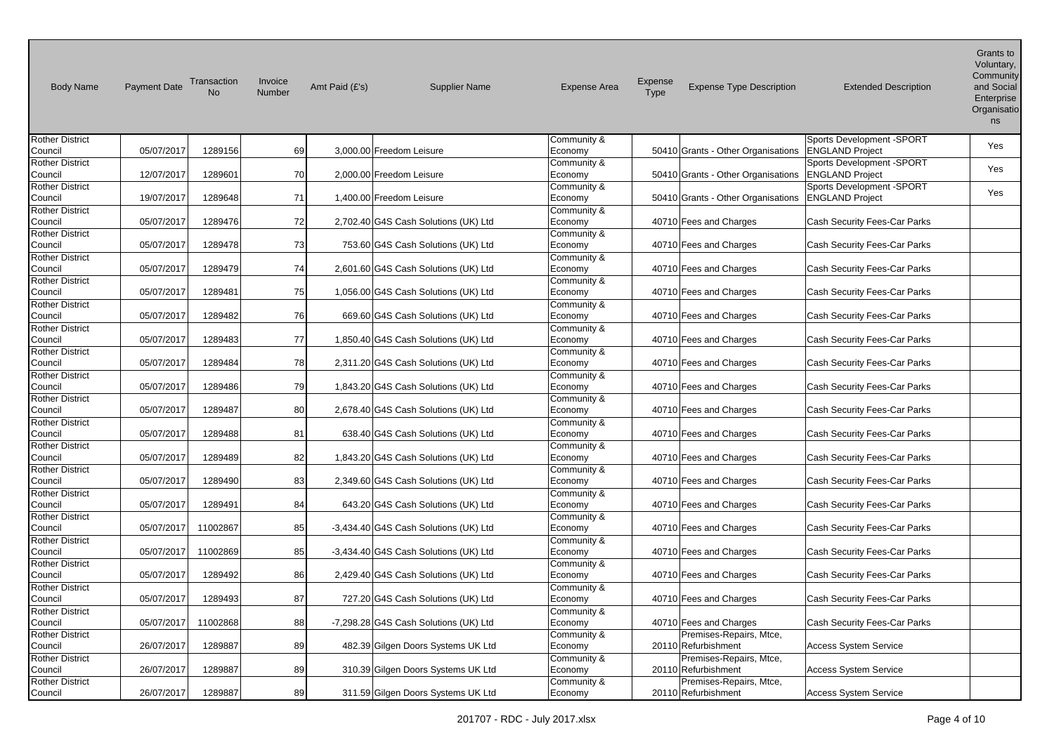| Body Name | Payment Date | Transaction No | Invoice Number | Amt Paid (£'s) | Supplier Name | Expense Area | Expense Type | Expense Type Description | Extended Description | Grants to Voluntary, Community and Social Enterprise Organisations |
|---|---|---|---|---|---|---|---|---|---|---|
| Rother District Council | 05/07/2017 | 1289156 | 69 | 3,000.00 | Freedom Leisure | Community & Economy | 50410 | Grants - Other Organisations | Sports Development -SPORT ENGLAND Project | Yes |
| Rother District Council | 12/07/2017 | 1289601 | 70 | 2,000.00 | Freedom Leisure | Community & Economy | 50410 | Grants - Other Organisations | Sports Development -SPORT ENGLAND Project | Yes |
| Rother District Council | 19/07/2017 | 1289648 | 71 | 1,400.00 | Freedom Leisure | Community & Economy | 50410 | Grants - Other Organisations | Sports Development -SPORT ENGLAND Project | Yes |
| Rother District Council | 05/07/2017 | 1289476 | 72 | 2,702.40 | G4S Cash Solutions (UK) Ltd | Community & Economy | 40710 | Fees and Charges | Cash Security Fees-Car Parks | |
| Rother District Council | 05/07/2017 | 1289478 | 73 | 753.60 | G4S Cash Solutions (UK) Ltd | Community & Economy | 40710 | Fees and Charges | Cash Security Fees-Car Parks | |
| Rother District Council | 05/07/2017 | 1289479 | 74 | 2,601.60 | G4S Cash Solutions (UK) Ltd | Community & Economy | 40710 | Fees and Charges | Cash Security Fees-Car Parks | |
| Rother District Council | 05/07/2017 | 1289481 | 75 | 1,056.00 | G4S Cash Solutions (UK) Ltd | Community & Economy | 40710 | Fees and Charges | Cash Security Fees-Car Parks | |
| Rother District Council | 05/07/2017 | 1289482 | 76 | 669.60 | G4S Cash Solutions (UK) Ltd | Community & Economy | 40710 | Fees and Charges | Cash Security Fees-Car Parks | |
| Rother District Council | 05/07/2017 | 1289483 | 77 | 1,850.40 | G4S Cash Solutions (UK) Ltd | Community & Economy | 40710 | Fees and Charges | Cash Security Fees-Car Parks | |
| Rother District Council | 05/07/2017 | 1289484 | 78 | 2,311.20 | G4S Cash Solutions (UK) Ltd | Community & Economy | 40710 | Fees and Charges | Cash Security Fees-Car Parks | |
| Rother District Council | 05/07/2017 | 1289486 | 79 | 1,843.20 | G4S Cash Solutions (UK) Ltd | Community & Economy | 40710 | Fees and Charges | Cash Security Fees-Car Parks | |
| Rother District Council | 05/07/2017 | 1289487 | 80 | 2,678.40 | G4S Cash Solutions (UK) Ltd | Community & Economy | 40710 | Fees and Charges | Cash Security Fees-Car Parks | |
| Rother District Council | 05/07/2017 | 1289488 | 81 | 638.40 | G4S Cash Solutions (UK) Ltd | Community & Economy | 40710 | Fees and Charges | Cash Security Fees-Car Parks | |
| Rother District Council | 05/07/2017 | 1289489 | 82 | 1,843.20 | G4S Cash Solutions (UK) Ltd | Community & Economy | 40710 | Fees and Charges | Cash Security Fees-Car Parks | |
| Rother District Council | 05/07/2017 | 1289490 | 83 | 2,349.60 | G4S Cash Solutions (UK) Ltd | Community & Economy | 40710 | Fees and Charges | Cash Security Fees-Car Parks | |
| Rother District Council | 05/07/2017 | 1289491 | 84 | 643.20 | G4S Cash Solutions (UK) Ltd | Community & Economy | 40710 | Fees and Charges | Cash Security Fees-Car Parks | |
| Rother District Council | 05/07/2017 | 11002867 | 85 | -3,434.40 | G4S Cash Solutions (UK) Ltd | Community & Economy | 40710 | Fees and Charges | Cash Security Fees-Car Parks | |
| Rother District Council | 05/07/2017 | 11002869 | 85 | -3,434.40 | G4S Cash Solutions (UK) Ltd | Community & Economy | 40710 | Fees and Charges | Cash Security Fees-Car Parks | |
| Rother District Council | 05/07/2017 | 1289492 | 86 | 2,429.40 | G4S Cash Solutions (UK) Ltd | Community & Economy | 40710 | Fees and Charges | Cash Security Fees-Car Parks | |
| Rother District Council | 05/07/2017 | 1289493 | 87 | 727.20 | G4S Cash Solutions (UK) Ltd | Community & Economy | 40710 | Fees and Charges | Cash Security Fees-Car Parks | |
| Rother District Council | 05/07/2017 | 11002868 | 88 | -7,298.28 | G4S Cash Solutions (UK) Ltd | Community & Economy | 40710 | Fees and Charges | Cash Security Fees-Car Parks | |
| Rother District Council | 26/07/2017 | 1289887 | 89 | 482.39 | Gilgen Doors Systems UK Ltd | Community & Economy | 20110 | Premises-Repairs, Mtce, Refurbishment | Access System Service | |
| Rother District Council | 26/07/2017 | 1289887 | 89 | 310.39 | Gilgen Doors Systems UK Ltd | Community & Economy | 20110 | Premises-Repairs, Mtce, Refurbishment | Access System Service | |
| Rother District Council | 26/07/2017 | 1289887 | 89 | 311.59 | Gilgen Doors Systems UK Ltd | Community & Economy | 20110 | Premises-Repairs, Mtce, Refurbishment | Access System Service | |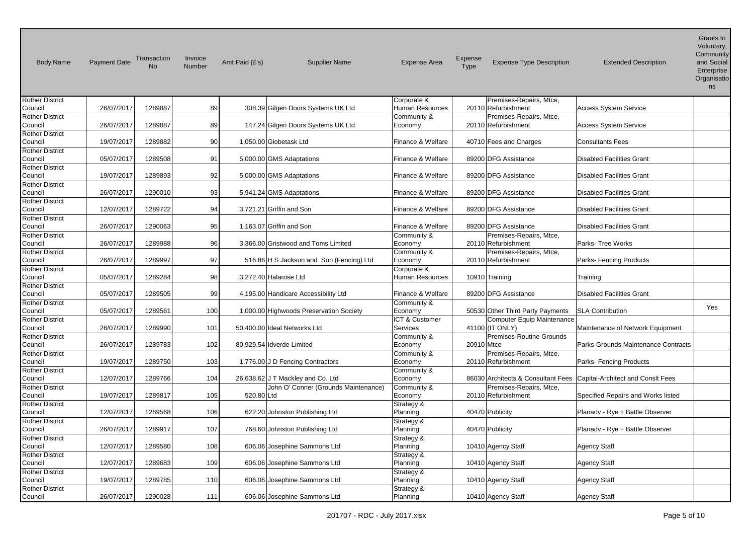| Body Name | Payment Date | Transaction No | Invoice Number | Amt Paid (£'s) | Supplier Name | Expense Area | Expense Type | Expense Type Description | Extended Description | Grants to Voluntary, Community and Social Enterprise Organisations |
|---|---|---|---|---|---|---|---|---|---|---|
| Rother District Council | 26/07/2017 | 1289887 | 89 | 308.39 | Gilgen Doors Systems UK Ltd | Corporate & Human Resources | 20110 | Premises-Repairs, Mtce, Refurbishment | Access System Service | |
| Rother District Council | 26/07/2017 | 1289887 | 89 | 147.24 | Gilgen Doors Systems UK Ltd | Community & Economy | 20110 | Premises-Repairs, Mtce, Refurbishment | Access System Service | |
| Rother District Council | 19/07/2017 | 1289882 | 90 | 1,050.00 | Globetask Ltd | Finance & Welfare | 40710 | Fees and Charges | Consultants Fees | |
| Rother District Council | 05/07/2017 | 1289508 | 91 | 5,000.00 | GMS Adaptations | Finance & Welfare | 89200 | DFG Assistance | Disabled Facilities Grant | |
| Rother District Council | 19/07/2017 | 1289893 | 92 | 5,000.00 | GMS Adaptations | Finance & Welfare | 89200 | DFG Assistance | Disabled Facilities Grant | |
| Rother District Council | 26/07/2017 | 1290010 | 93 | 5,941.24 | GMS Adaptations | Finance & Welfare | 89200 | DFG Assistance | Disabled Facilities Grant | |
| Rother District Council | 12/07/2017 | 1289722 | 94 | 3,721.21 | Griffin and Son | Finance & Welfare | 89200 | DFG Assistance | Disabled Facilities Grant | |
| Rother District Council | 26/07/2017 | 1290063 | 95 | 1,163.07 | Griffin and Son | Finance & Welfare | 89200 | DFG Assistance | Disabled Facilities Grant | |
| Rother District Council | 26/07/2017 | 1289988 | 96 | 3,366.00 | Gristwood and Toms Limited | Community & Economy | 20110 | Premises-Repairs, Mtce, Refurbishment | Parks- Tree Works | |
| Rother District Council | 26/07/2017 | 1289997 | 97 | 516.86 | H S Jackson and Son (Fencing) Ltd | Community & Economy | 20110 | Premises-Repairs, Mtce, Refurbishment | Parks- Fencing Products | |
| Rother District Council | 05/07/2017 | 1289284 | 98 | 3,272.40 | Halarose Ltd | Corporate & Human Resources | 10910 | Training | Training | |
| Rother District Council | 05/07/2017 | 1289505 | 99 | 4,195.00 | Handicare Accessibility Ltd | Finance & Welfare | 89200 | DFG Assistance | Disabled Facilities Grant | |
| Rother District Council | 05/07/2017 | 1289561 | 100 | 1,000.00 | Highwoods Preservation Society | Community & Economy | 50530 | Other Third Party Payments | SLA Contribution | Yes |
| Rother District Council | 26/07/2017 | 1289990 | 101 | 50,400.00 | Ideal Networks Ltd | ICT & Customer Services | 41100 | Computer Equip Maintenance (IT ONLY) | Maintenance of Network Equipment | |
| Rother District Council | 26/07/2017 | 1289783 | 102 | 80,929.54 | Idverde Limited | Community & Economy | 20910 | Premises-Routine Grounds Mtce | Parks-Grounds Maintenance Contracts | |
| Rother District Council | 19/07/2017 | 1289750 | 103 | 1,776.00 | J D Fencing Contractors | Community & Economy | 20110 | Premises-Repairs, Mtce, Refurbishment | Parks- Fencing Products | |
| Rother District Council | 12/07/2017 | 1289766 | 104 | 26,638.62 | J T Mackley and Co. Ltd | Community & Economy | 86030 | Architects & Consultant Fees | Capital-Architect and Conslt Fees | |
| Rother District Council | 19/07/2017 | 1289817 | 105 | 520.80 | John O' Conner (Grounds Maintenance) Ltd | Community & Economy | 20110 | Premises-Repairs, Mtce, Refurbishment | Specified Repairs and Works listed | |
| Rother District Council | 12/07/2017 | 1289568 | 106 | 622.20 | Johnston Publishing Ltd | Strategy & Planning | 40470 | Publicity | Planadv - Rye + Battle Observer | |
| Rother District Council | 26/07/2017 | 1289917 | 107 | 768.60 | Johnston Publishing Ltd | Strategy & Planning | 40470 | Publicity | Planadv - Rye + Battle Observer | |
| Rother District Council | 12/07/2017 | 1289580 | 108 | 606.06 | Josephine Sammons Ltd | Strategy & Planning | 10410 | Agency Staff | Agency Staff | |
| Rother District Council | 12/07/2017 | 1289683 | 109 | 606.06 | Josephine Sammons Ltd | Strategy & Planning | 10410 | Agency Staff | Agency Staff | |
| Rother District Council | 19/07/2017 | 1289785 | 110 | 606.06 | Josephine Sammons Ltd | Strategy & Planning | 10410 | Agency Staff | Agency Staff | |
| Rother District Council | 26/07/2017 | 1290028 | 111 | 606.06 | Josephine Sammons Ltd | Strategy & Planning | 10410 | Agency Staff | Agency Staff | |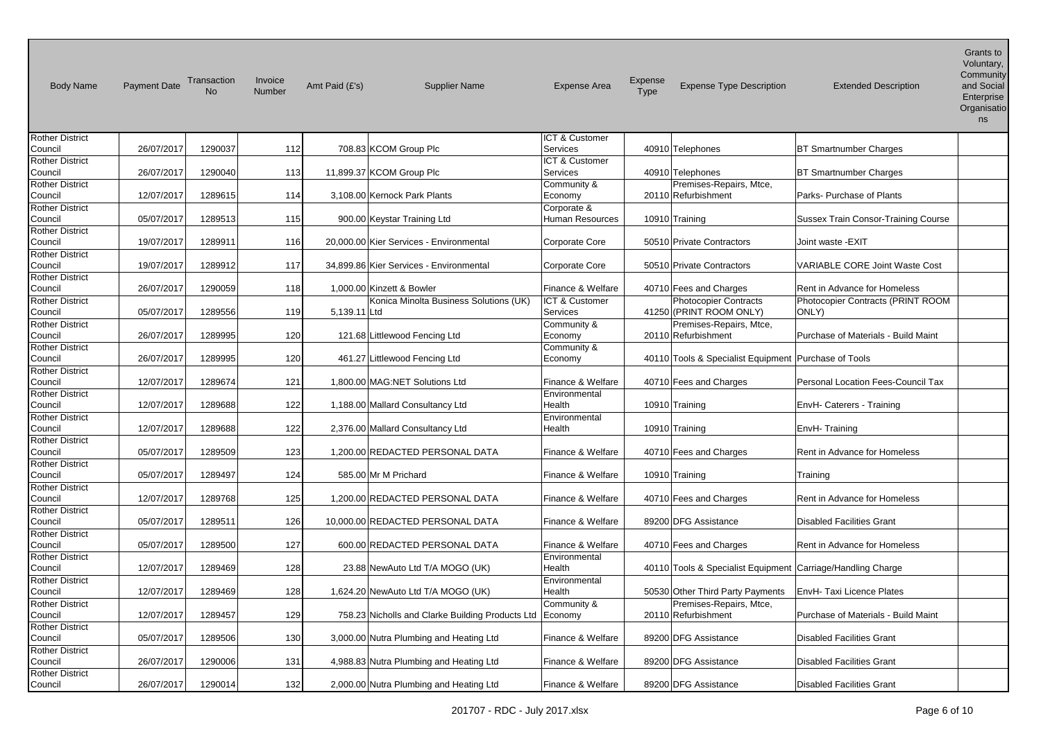| Body Name | Payment Date | Transaction No | Invoice Number | Amt Paid (£'s) | Supplier Name | Expense Area | Expense Type | Expense Type Description | Extended Description | Grants to Voluntary, Community and Social Enterprise Organisations |
|---|---|---|---|---|---|---|---|---|---|---|
| Rother District Council | 26/07/2017 | 1290037 | 112 | 708.83 | KCOM Group Plc | ICT & Customer Services | 40910 | Telephones | BT Smartnumber Charges | |
| Rother District Council | 26/07/2017 | 1290040 | 113 | 11,899.37 | KCOM Group Plc | ICT & Customer Services | 40910 | Telephones | BT Smartnumber Charges | |
| Rother District Council | 12/07/2017 | 1289615 | 114 | 3,108.00 | Kernock Park Plants | Community & Economy | 20110 | Premises-Repairs, Mtce, Refurbishment | Parks- Purchase of Plants | |
| Rother District Council | 05/07/2017 | 1289513 | 115 | 900.00 | Keystar Training Ltd | Corporate & Human Resources | 10910 | Training | Sussex Train Consor-Training Course | |
| Rother District Council | 19/07/2017 | 1289911 | 116 | 20,000.00 | Kier Services - Environmental | Corporate Core | 50510 | Private Contractors | Joint waste -EXIT | |
| Rother District Council | 19/07/2017 | 1289912 | 117 | 34,899.86 | Kier Services - Environmental | Corporate Core | 50510 | Private Contractors | VARIABLE CORE Joint Waste Cost | |
| Rother District Council | 26/07/2017 | 1290059 | 118 | 1,000.00 | Kinzett & Bowler | Finance & Welfare | 40710 | Fees and Charges | Rent in Advance for Homeless | |
| Rother District Council | 05/07/2017 | 1289556 | 119 | 5,139.11 | Konica Minolta Business Solutions (UK) Ltd | ICT & Customer Services | 41250 | Photocopier Contracts (PRINT ROOM ONLY) | Photocopier Contracts (PRINT ROOM ONLY) | |
| Rother District Council | 26/07/2017 | 1289995 | 120 | 121.68 | Littlewood Fencing Ltd | Community & Economy | 20110 | Premises-Repairs, Mtce, Refurbishment | Purchase of Materials - Build Maint | |
| Rother District Council | 26/07/2017 | 1289995 | 120 | 461.27 | Littlewood Fencing Ltd | Community & Economy | 40110 | Tools & Specialist Equipment | Purchase of Tools | |
| Rother District Council | 12/07/2017 | 1289674 | 121 | 1,800.00 | MAG:NET Solutions Ltd | Finance & Welfare | 40710 | Fees and Charges | Personal Location Fees-Council Tax | |
| Rother District Council | 12/07/2017 | 1289688 | 122 | 1,188.00 | Mallard Consultancy Ltd | Environmental Health | 10910 | Training | EnvH- Caterers - Training | |
| Rother District Council | 12/07/2017 | 1289688 | 122 | 2,376.00 | Mallard Consultancy Ltd | Environmental Health | 10910 | Training | EnvH- Training | |
| Rother District Council | 05/07/2017 | 1289509 | 123 | 1,200.00 | REDACTED PERSONAL DATA | Finance & Welfare | 40710 | Fees and Charges | Rent in Advance for Homeless | |
| Rother District Council | 05/07/2017 | 1289497 | 124 | 585.00 | Mr M Prichard | Finance & Welfare | 10910 | Training | Training | |
| Rother District Council | 12/07/2017 | 1289768 | 125 | 1,200.00 | REDACTED PERSONAL DATA | Finance & Welfare | 40710 | Fees and Charges | Rent in Advance for Homeless | |
| Rother District Council | 05/07/2017 | 1289511 | 126 | 10,000.00 | REDACTED PERSONAL DATA | Finance & Welfare | 89200 | DFG Assistance | Disabled Facilities Grant | |
| Rother District Council | 05/07/2017 | 1289500 | 127 | 600.00 | REDACTED PERSONAL DATA | Finance & Welfare | 40710 | Fees and Charges | Rent in Advance for Homeless | |
| Rother District Council | 12/07/2017 | 1289469 | 128 | 23.88 | NewAuto Ltd T/A MOGO (UK) | Environmental Health | 40110 | Tools & Specialist Equipment | Carriage/Handling Charge | |
| Rother District Council | 12/07/2017 | 1289469 | 128 | 1,624.20 | NewAuto Ltd T/A MOGO (UK) | Environmental Health | 50530 | Other Third Party Payments | EnvH- Taxi Licence Plates | |
| Rother District Council | 12/07/2017 | 1289457 | 129 | 758.23 | Nicholls and Clarke Building Products Ltd | Community & Economy | 20110 | Premises-Repairs, Mtce, Refurbishment | Purchase of Materials - Build Maint | |
| Rother District Council | 05/07/2017 | 1289506 | 130 | 3,000.00 | Nutra Plumbing and Heating Ltd | Finance & Welfare | 89200 | DFG Assistance | Disabled Facilities Grant | |
| Rother District Council | 26/07/2017 | 1290006 | 131 | 4,988.83 | Nutra Plumbing and Heating Ltd | Finance & Welfare | 89200 | DFG Assistance | Disabled Facilities Grant | |
| Rother District Council | 26/07/2017 | 1290014 | 132 | 2,000.00 | Nutra Plumbing and Heating Ltd | Finance & Welfare | 89200 | DFG Assistance | Disabled Facilities Grant | |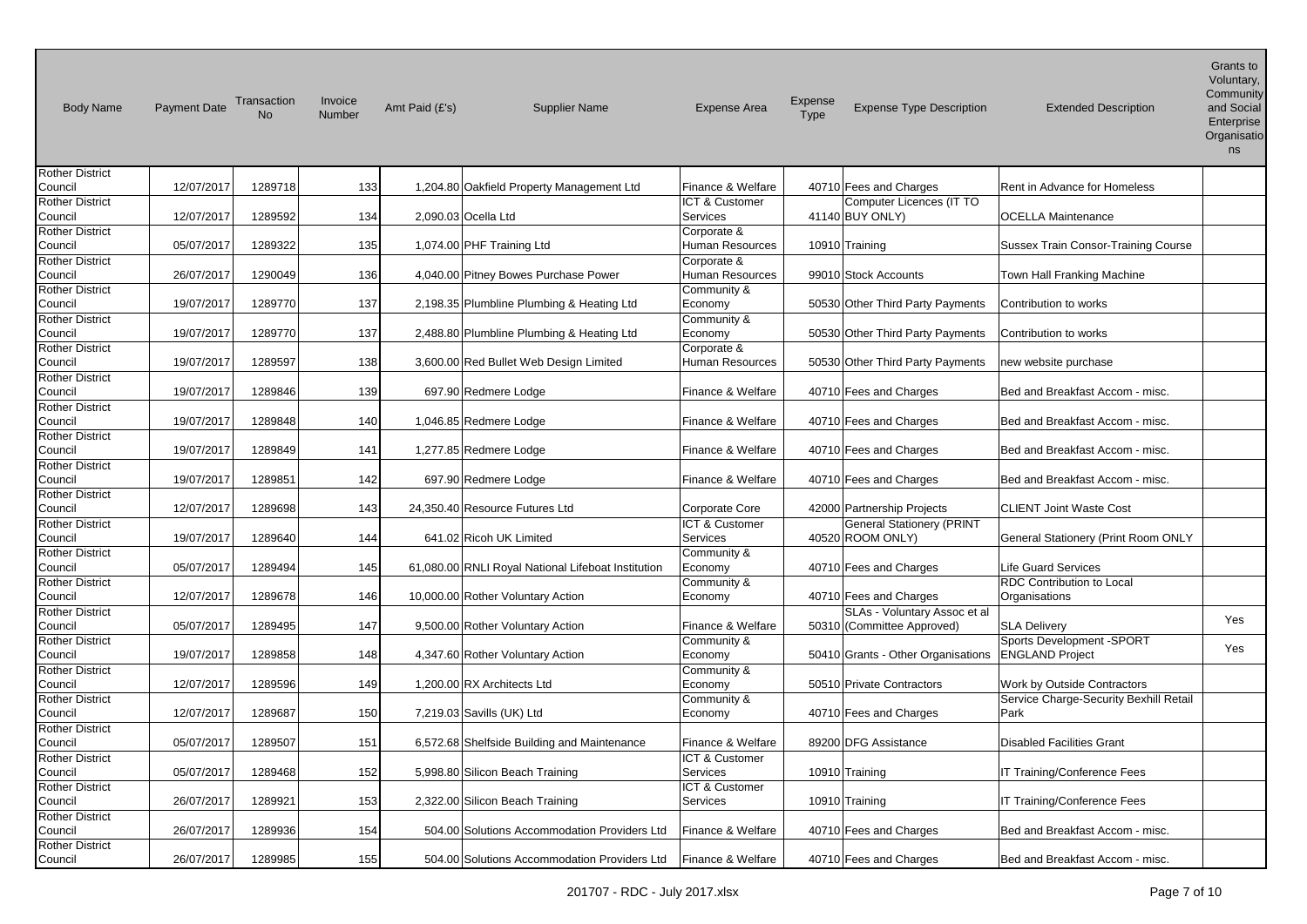| Body Name | Payment Date | Transaction No | Invoice Number | Amt Paid (£'s) | Supplier Name | Expense Area | Expense Type | Expense Type Description | Extended Description | Grants to Voluntary, Community and Social Enterprise Organisations |
|---|---|---|---|---|---|---|---|---|---|---|
| Rother District Council | 12/07/2017 | 1289718 | 133 | 1,204.80 | Oakfield Property Management Ltd | Finance & Welfare | 40710 | Fees and Charges | Rent in Advance for Homeless | |
| Rother District Council | 12/07/2017 | 1289592 | 134 | 2,090.03 | Ocella Ltd | ICT & Customer Services | 41140 | Computer Licences (IT TO BUY ONLY) | OCELLA Maintenance | |
| Rother District Council | 05/07/2017 | 1289322 | 135 | 1,074.00 | PHF Training Ltd | Corporate & Human Resources | 10910 | Training | Sussex Train Consor-Training Course | |
| Rother District Council | 26/07/2017 | 1290049 | 136 | 4,040.00 | Pitney Bowes Purchase Power | Corporate & Human Resources | 99010 | Stock Accounts | Town Hall Franking Machine | |
| Rother District Council | 19/07/2017 | 1289770 | 137 | 2,198.35 | Plumbline Plumbing & Heating Ltd | Community & Economy | 50530 | Other Third Party Payments | Contribution to works | |
| Rother District Council | 19/07/2017 | 1289770 | 137 | 2,488.80 | Plumbline Plumbing & Heating Ltd | Community & Economy | 50530 | Other Third Party Payments | Contribution to works | |
| Rother District Council | 19/07/2017 | 1289597 | 138 | 3,600.00 | Red Bullet Web Design Limited | Corporate & Human Resources | 50530 | Other Third Party Payments | new website purchase | |
| Rother District Council | 19/07/2017 | 1289846 | 139 | 697.90 | Redmere Lodge | Finance & Welfare | 40710 | Fees and Charges | Bed and Breakfast Accom - misc. | |
| Rother District Council | 19/07/2017 | 1289848 | 140 | 1,046.85 | Redmere Lodge | Finance & Welfare | 40710 | Fees and Charges | Bed and Breakfast Accom - misc. | |
| Rother District Council | 19/07/2017 | 1289849 | 141 | 1,277.85 | Redmere Lodge | Finance & Welfare | 40710 | Fees and Charges | Bed and Breakfast Accom - misc. | |
| Rother District Council | 19/07/2017 | 1289851 | 142 | 697.90 | Redmere Lodge | Finance & Welfare | 40710 | Fees and Charges | Bed and Breakfast Accom - misc. | |
| Rother District Council | 12/07/2017 | 1289698 | 143 | 24,350.40 | Resource Futures Ltd | Corporate Core | 42000 | Partnership Projects | CLIENT Joint Waste Cost | |
| Rother District Council | 19/07/2017 | 1289640 | 144 | 641.02 | Ricoh UK Limited | ICT & Customer Services | 40520 | General Stationery (PRINT ROOM ONLY) | General Stationery (Print Room ONLY | |
| Rother District Council | 05/07/2017 | 1289494 | 145 | 61,080.00 | RNLI Royal National Lifeboat Institution | Community & Economy | 40710 | Fees and Charges | Life Guard Services | |
| Rother District Council | 12/07/2017 | 1289678 | 146 | 10,000.00 | Rother Voluntary Action | Community & Economy | 40710 | Fees and Charges | RDC Contribution to Local Organisations | |
| Rother District Council | 05/07/2017 | 1289495 | 147 | 9,500.00 | Rother Voluntary Action | Finance & Welfare | 50310 | SLAs - Voluntary Assoc et al (Committee Approved) | SLA Delivery | Yes |
| Rother District Council | 19/07/2017 | 1289858 | 148 | 4,347.60 | Rother Voluntary Action | Community & Economy | 50410 | Grants - Other Organisations | Sports Development -SPORT ENGLAND Project | Yes |
| Rother District Council | 12/07/2017 | 1289596 | 149 | 1,200.00 | RX Architects Ltd | Community & Economy | 50510 | Private Contractors | Work by Outside Contractors | |
| Rother District Council | 12/07/2017 | 1289687 | 150 | 7,219.03 | Savills (UK) Ltd | Community & Economy | 40710 | Fees and Charges | Service Charge-Security Bexhill Retail Park | |
| Rother District Council | 05/07/2017 | 1289507 | 151 | 6,572.68 | Shelfside Building and Maintenance | Finance & Welfare | 89200 | DFG Assistance | Disabled Facilities Grant | |
| Rother District Council | 05/07/2017 | 1289468 | 152 | 5,998.80 | Silicon Beach Training | ICT & Customer Services | 10910 | Training | IT Training/Conference Fees | |
| Rother District Council | 26/07/2017 | 1289921 | 153 | 2,322.00 | Silicon Beach Training | ICT & Customer Services | 10910 | Training | IT Training/Conference Fees | |
| Rother District Council | 26/07/2017 | 1289936 | 154 | 504.00 | Solutions Accommodation Providers Ltd | Finance & Welfare | 40710 | Fees and Charges | Bed and Breakfast Accom - misc. | |
| Rother District Council | 26/07/2017 | 1289985 | 155 | 504.00 | Solutions Accommodation Providers Ltd | Finance & Welfare | 40710 | Fees and Charges | Bed and Breakfast Accom - misc. | |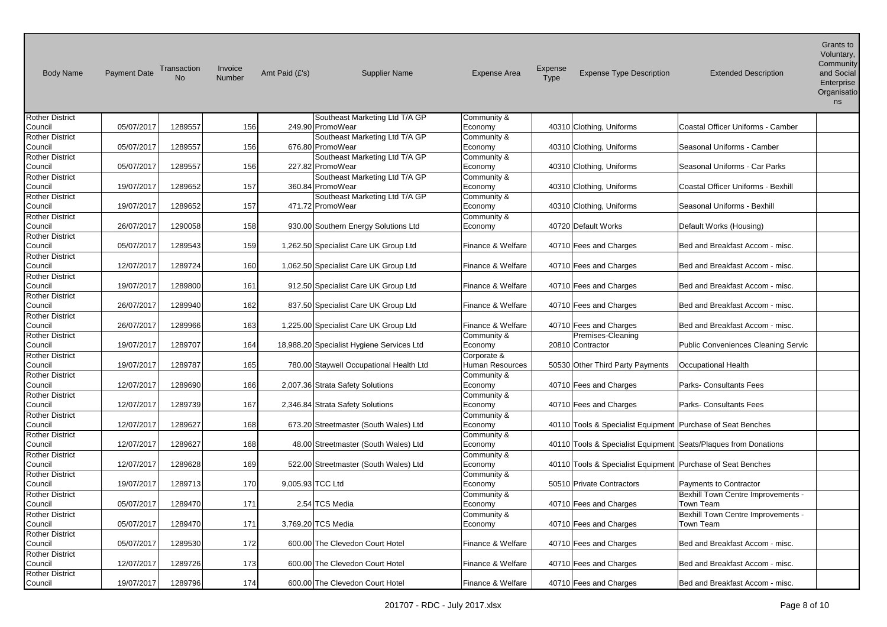| Body Name | Payment Date | Transaction No | Invoice Number | Amt Paid (£'s) | Supplier Name | Expense Area | Expense Type | Expense Type Description | Extended Description | Grants to Voluntary, Community and Social Enterprise Organisations |
|---|---|---|---|---|---|---|---|---|---|---|
| Rother District Council | 05/07/2017 | 1289557 | 156 | 249.90 | Southeast Marketing Ltd T/A GP PromoWear | Community & Economy | 40310 | Clothing, Uniforms | Coastal Officer Uniforms - Camber | |
| Rother District Council | 05/07/2017 | 1289557 | 156 | 676.80 | Southeast Marketing Ltd T/A GP PromoWear | Community & Economy | 40310 | Clothing, Uniforms | Seasonal Uniforms - Camber | |
| Rother District Council | 05/07/2017 | 1289557 | 156 | 227.82 | Southeast Marketing Ltd T/A GP PromoWear | Community & Economy | 40310 | Clothing, Uniforms | Seasonal Uniforms - Car Parks | |
| Rother District Council | 19/07/2017 | 1289652 | 157 | 360.84 | Southeast Marketing Ltd T/A GP PromoWear | Community & Economy | 40310 | Clothing, Uniforms | Coastal Officer Uniforms - Bexhill | |
| Rother District Council | 19/07/2017 | 1289652 | 157 | 471.72 | Southeast Marketing Ltd T/A GP PromoWear | Community & Economy | 40310 | Clothing, Uniforms | Seasonal Uniforms - Bexhill | |
| Rother District Council | 26/07/2017 | 1290058 | 158 | 930.00 | Southern Energy Solutions Ltd | Community & Economy | 40720 | Default Works | Default Works (Housing) | |
| Rother District Council | 05/07/2017 | 1289543 | 159 | 1,262.50 | Specialist Care UK Group Ltd | Finance & Welfare | 40710 | Fees and Charges | Bed and Breakfast Accom - misc. | |
| Rother District Council | 12/07/2017 | 1289724 | 160 | 1,062.50 | Specialist Care UK Group Ltd | Finance & Welfare | 40710 | Fees and Charges | Bed and Breakfast Accom - misc. | |
| Rother District Council | 19/07/2017 | 1289800 | 161 | 912.50 | Specialist Care UK Group Ltd | Finance & Welfare | 40710 | Fees and Charges | Bed and Breakfast Accom - misc. | |
| Rother District Council | 26/07/2017 | 1289940 | 162 | 837.50 | Specialist Care UK Group Ltd | Finance & Welfare | 40710 | Fees and Charges | Bed and Breakfast Accom - misc. | |
| Rother District Council | 26/07/2017 | 1289966 | 163 | 1,225.00 | Specialist Care UK Group Ltd | Finance & Welfare | 40710 | Fees and Charges | Bed and Breakfast Accom - misc. | |
| Rother District Council | 19/07/2017 | 1289707 | 164 | 18,988.20 | Specialist Hygiene Services Ltd | Community & Economy | 20810 | Premises-Cleaning Contractor | Public Conveniences Cleaning Servic | |
| Rother District Council | 19/07/2017 | 1289787 | 165 | 780.00 | Staywell Occupational Health Ltd | Corporate & Human Resources | 50530 | Other Third Party Payments | Occupational Health | |
| Rother District Council | 12/07/2017 | 1289690 | 166 | 2,007.36 | Strata Safety Solutions | Community & Economy | 40710 | Fees and Charges | Parks- Consultants Fees | |
| Rother District Council | 12/07/2017 | 1289739 | 167 | 2,346.84 | Strata Safety Solutions | Community & Economy | 40710 | Fees and Charges | Parks- Consultants Fees | |
| Rother District Council | 12/07/2017 | 1289627 | 168 | 673.20 | Streetmaster (South Wales) Ltd | Community & Economy | 40110 | Tools & Specialist Equipment | Purchase of Seat Benches | |
| Rother District Council | 12/07/2017 | 1289627 | 168 | 48.00 | Streetmaster (South Wales) Ltd | Community & Economy | 40110 | Tools & Specialist Equipment | Seats/Plaques from Donations | |
| Rother District Council | 12/07/2017 | 1289628 | 169 | 522.00 | Streetmaster (South Wales) Ltd | Community & Economy | 40110 | Tools & Specialist Equipment | Purchase of Seat Benches | |
| Rother District Council | 19/07/2017 | 1289713 | 170 | 9,005.93 | TCC Ltd | Community & Economy | 50510 | Private Contractors | Payments to Contractor | |
| Rother District Council | 05/07/2017 | 1289470 | 171 | 2.54 | TCS Media | Community & Economy | 40710 | Fees and Charges | Bexhill Town Centre Improvements - Town Team | |
| Rother District Council | 05/07/2017 | 1289470 | 171 | 3,769.20 | TCS Media | Community & Economy | 40710 | Fees and Charges | Bexhill Town Centre Improvements - Town Team | |
| Rother District Council | 05/07/2017 | 1289530 | 172 | 600.00 | The Clevedon Court Hotel | Finance & Welfare | 40710 | Fees and Charges | Bed and Breakfast Accom - misc. | |
| Rother District Council | 12/07/2017 | 1289726 | 173 | 600.00 | The Clevedon Court Hotel | Finance & Welfare | 40710 | Fees and Charges | Bed and Breakfast Accom - misc. | |
| Rother District Council | 19/07/2017 | 1289796 | 174 | 600.00 | The Clevedon Court Hotel | Finance & Welfare | 40710 | Fees and Charges | Bed and Breakfast Accom - misc. | |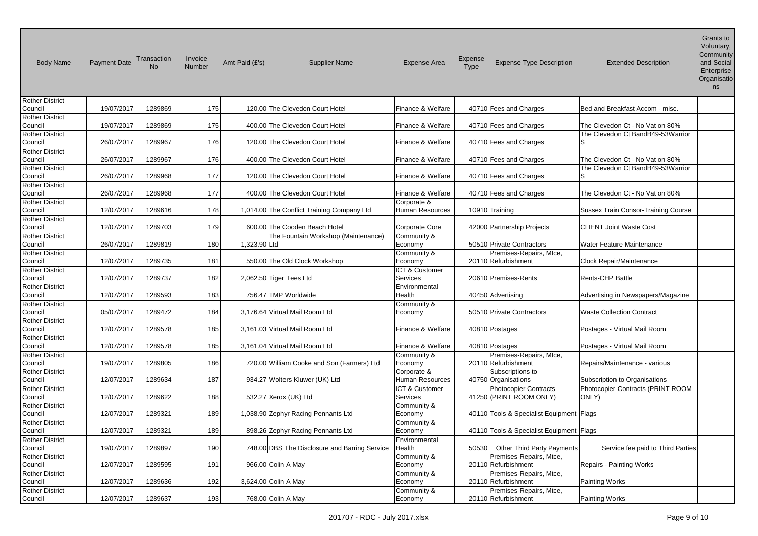| Body Name | Payment Date | Transaction No | Invoice Number | Amt Paid (£'s) | Supplier Name | Expense Area | Expense Type | Expense Type Description | Extended Description | Grants to Voluntary, Community and Social Enterprise Organisations |
|---|---|---|---|---|---|---|---|---|---|---|
| Rother District Council | 19/07/2017 | 1289869 | 175 | 120.00 | The Clevedon Court Hotel | Finance & Welfare | 40710 | Fees and Charges | Bed and Breakfast Accom - misc. | |
| Rother District Council | 19/07/2017 | 1289869 | 175 | 400.00 | The Clevedon Court Hotel | Finance & Welfare | 40710 | Fees and Charges | The Clevedon Ct - No Vat on 80% | |
| Rother District Council | 26/07/2017 | 1289967 | 176 | 120.00 | The Clevedon Court Hotel | Finance & Welfare | 40710 | Fees and Charges | The Clevedon Ct BandB49-53Warriors | |
| Rother District Council | 26/07/2017 | 1289967 | 176 | 400.00 | The Clevedon Court Hotel | Finance & Welfare | 40710 | Fees and Charges | The Clevedon Ct - No Vat on 80% | |
| Rother District Council | 26/07/2017 | 1289968 | 177 | 120.00 | The Clevedon Court Hotel | Finance & Welfare | 40710 | Fees and Charges | The Clevedon Ct BandB49-53Warriors | |
| Rother District Council | 26/07/2017 | 1289968 | 177 | 400.00 | The Clevedon Court Hotel | Finance & Welfare | 40710 | Fees and Charges | The Clevedon Ct - No Vat on 80% | |
| Rother District Council | 12/07/2017 | 1289616 | 178 | 1,014.00 | The Conflict Training Company Ltd | Corporate & Human Resources | 10910 | Training | Sussex Train Consor-Training Course | |
| Rother District Council | 12/07/2017 | 1289703 | 179 | 600.00 | The Cooden Beach Hotel | Corporate Core | 42000 | Partnership Projects | CLIENT Joint Waste Cost | |
| Rother District Council | 26/07/2017 | 1289819 | 180 | 1,323.90 | The Fountain Workshop (Maintenance) Ltd | Community & Economy | 50510 | Private Contractors | Water Feature Maintenance | |
| Rother District Council | 12/07/2017 | 1289735 | 181 | 550.00 | The Old Clock Workshop | Community & Economy | 20110 | Premises-Repairs, Mtce, Refurbishment | Clock Repair/Maintenance | |
| Rother District Council | 12/07/2017 | 1289737 | 182 | 2,062.50 | Tiger Tees Ltd | ICT & Customer Services | 20610 | Premises-Rents | Rents-CHP Battle | |
| Rother District Council | 12/07/2017 | 1289593 | 183 | 756.47 | TMP Worldwide | Environmental Health | 40450 | Advertising | Advertising in Newspapers/Magazine | |
| Rother District Council | 05/07/2017 | 1289472 | 184 | 3,176.64 | Virtual Mail Room Ltd | Community & Economy | 50510 | Private Contractors | Waste Collection Contract | |
| Rother District Council | 12/07/2017 | 1289578 | 185 | 3,161.03 | Virtual Mail Room Ltd | Finance & Welfare | 40810 | Postages | Postages - Virtual Mail Room | |
| Rother District Council | 12/07/2017 | 1289578 | 185 | 3,161.04 | Virtual Mail Room Ltd | Finance & Welfare | 40810 | Postages | Postages - Virtual Mail Room | |
| Rother District Council | 19/07/2017 | 1289805 | 186 | 720.00 | William Cooke and Son (Farmers) Ltd | Community & Economy | 20110 | Premises-Repairs, Mtce, Refurbishment | Repairs/Maintenance - various | |
| Rother District Council | 12/07/2017 | 1289634 | 187 | 934.27 | Wolters Kluwer (UK) Ltd | Corporate & Human Resources | 40750 | Subscriptions to Organisations | Subscription to Organisations | |
| Rother District Council | 12/07/2017 | 1289622 | 188 | 532.27 | Xerox (UK) Ltd | ICT & Customer Services | 41250 | Photocopier Contracts (PRINT ROOM ONLY) | Photocopier Contracts (PRINT ROOM ONLY) | |
| Rother District Council | 12/07/2017 | 1289321 | 189 | 1,038.90 | Zephyr Racing Pennants Ltd | Community & Economy | 40110 | Tools & Specialist Equipment | Flags | |
| Rother District Council | 12/07/2017 | 1289321 | 189 | 898.26 | Zephyr Racing Pennants Ltd | Community & Economy | 40110 | Tools & Specialist Equipment | Flags | |
| Rother District Council | 19/07/2017 | 1289897 | 190 | 748.00 | DBS The Disclosure and Barring Service | Environmental Health | 50530 | Other Third Party Payments | Service fee paid to Third Parties | |
| Rother District Council | 12/07/2017 | 1289595 | 191 | 966.00 | Colin A May | Community & Economy | 20110 | Premises-Repairs, Mtce, Refurbishment | Repairs - Painting Works | |
| Rother District Council | 12/07/2017 | 1289636 | 192 | 3,624.00 | Colin A May | Community & Economy | 20110 | Premises-Repairs, Mtce, Refurbishment | Painting Works | |
| Rother District Council | 12/07/2017 | 1289637 | 193 | 768.00 | Colin A May | Community & Economy | 20110 | Premises-Repairs, Mtce, Refurbishment | Painting Works | |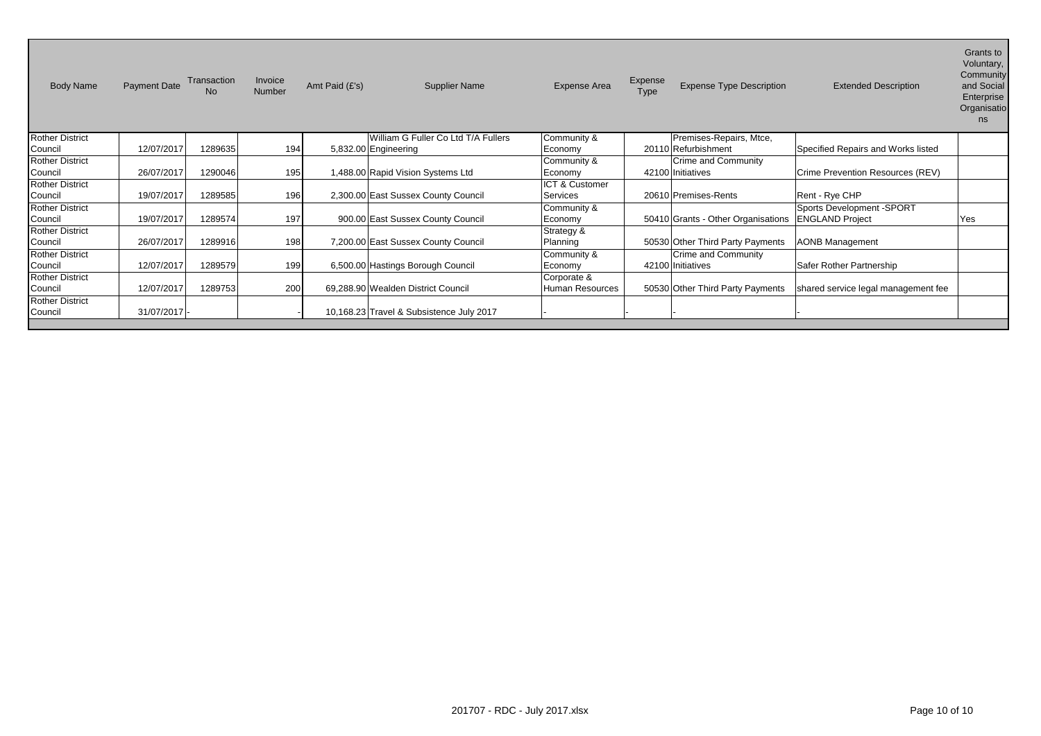| Body Name | Payment Date | Transaction No | Invoice Number | Amt Paid (£'s) | Supplier Name | Expense Area | Expense Type | Expense Type Description | Extended Description | Grants to Voluntary, Community and Social Enterprise Organisations |
|---|---|---|---|---|---|---|---|---|---|---|
| Rother District Council | 12/07/2017 | 1289635 | 194 | 5,832.00 | William G Fuller Co Ltd T/A Fullers Engineering | Community & Economy | 20110 | Premises-Repairs, Mtce, Refurbishment | Specified Repairs and Works listed | |
| Rother District Council | 26/07/2017 | 1290046 | 195 | 1,488.00 | Rapid Vision Systems Ltd | Community & Economy | 42100 | Crime and Community Initiatives | Crime Prevention Resources (REV) | |
| Rother District Council | 19/07/2017 | 1289585 | 196 | 2,300.00 | East Sussex County Council | ICT & Customer Services | 20610 | Premises-Rents | Rent - Rye CHP | |
| Rother District Council | 19/07/2017 | 1289574 | 197 | 900.00 | East Sussex County Council | Community & Economy | 50410 | Grants - Other Organisations | Sports Development -SPORT ENGLAND Project | Yes |
| Rother District Council | 26/07/2017 | 1289916 | 198 | 7,200.00 | East Sussex County Council | Strategy & Planning | 50530 | Other Third Party Payments | AONB Management | |
| Rother District Council | 12/07/2017 | 1289579 | 199 | 6,500.00 | Hastings Borough Council | Community & Economy | 42100 | Crime and Community Initiatives | Safer Rother Partnership | |
| Rother District Council | 12/07/2017 | 1289753 | 200 | 69,288.90 | Wealden District Council | Corporate & Human Resources | 50530 | Other Third Party Payments | shared service legal management fee | |
| Rother District Council | 31/07/2017 | - | - | 10,168.23 | Travel & Subsistence July 2017 | - | - | - | - | |